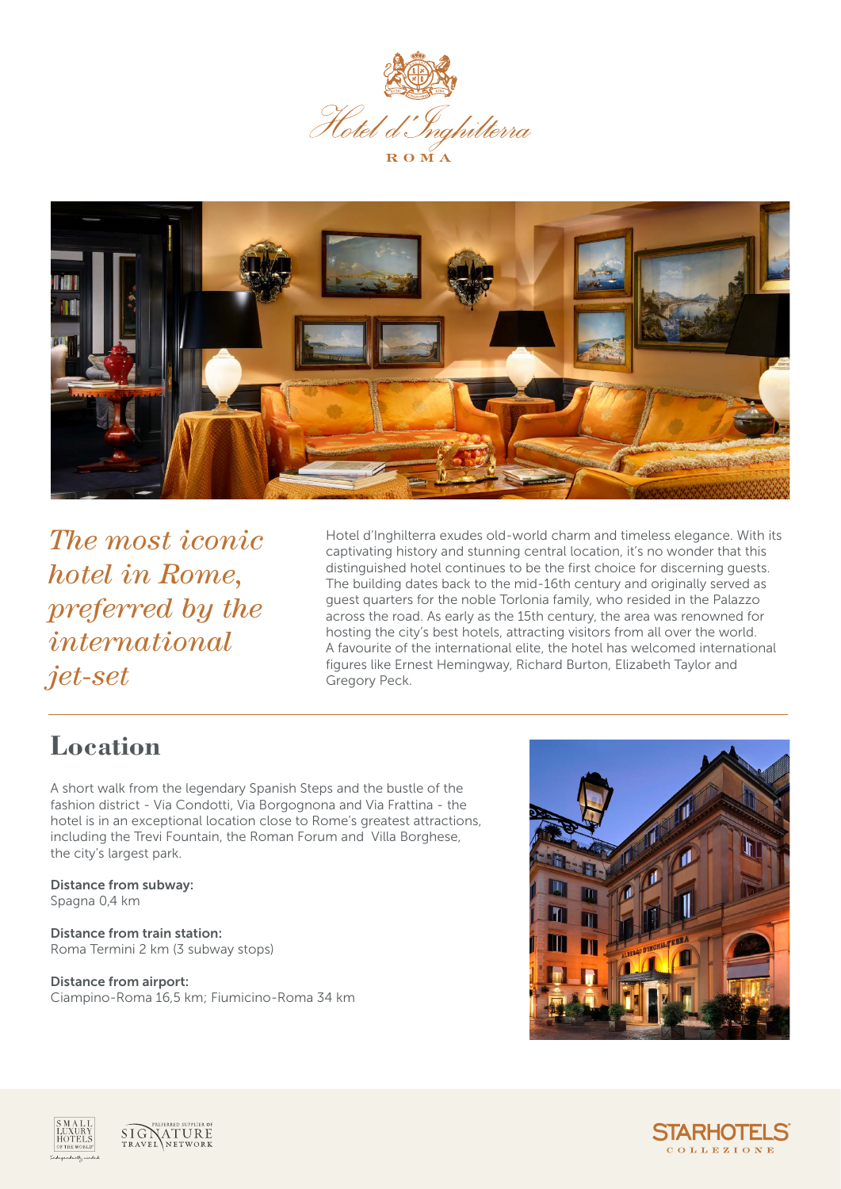Hotel d'Inghilterra

ROMA

*The most iconic hotel in Rome, preferred by the international jet-set*

Hotel d'Inghilterra exudes old-world charm and timeless elegance. With its captivating history and stunning central location, it's no wonder that this distinguished hotel continues to be the first choice for discerning guests. The building dates back to the mid-16th century and originally served as guest quarters for the noble Torlonia family, who resided in the Palazzo across the road. As early as the 15th century, the area was renowned for hosting the city's best hotels, attracting visitors from all over the world. A favourite of the international elite, the hotel has welcomed international figures like Ernest Hemingway, Richard Burton, Elizabeth Taylor and Gregory Peck.

## Location

A short walk from the legendary Spanish Steps and the bustle of the fashion district - Via Condotti, Via Borgognona and Via Frattina - the hotel is in an exceptional location close to Rome's greatest attractions, including the Trevi Fountain, the Roman Forum and Villa Borghese, the city's largest park.

**Distance from subway:**
Spagna 0,4 km

**Distance from train station:**
Roma Termini 2 km (3 subway stops)

**Distance from airport:**
Ciampino-Roma 16,5 km; Fiumicino-Roma 34 km

SMALL LUXURY HOTELS OF THE WORLD

PREFERRED SUPPLIER OF SIGNATURE TRAVEL NETWORK

STARHOTELS COLLEZIONE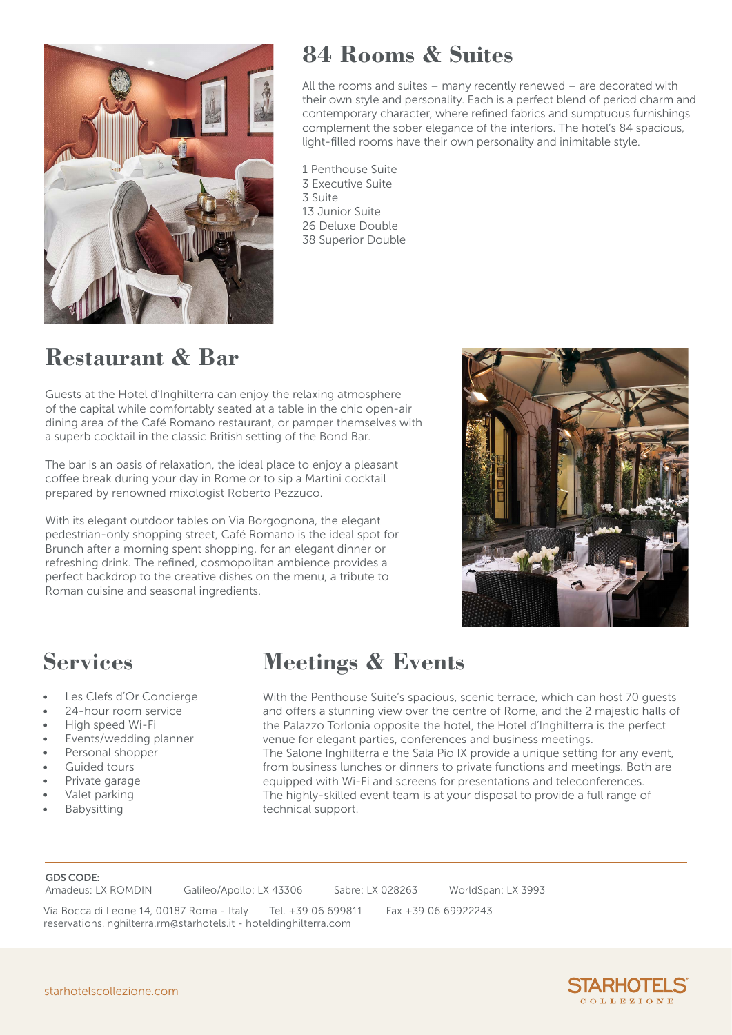## 84 Rooms & Suites

All the rooms and suites – many recently renewed – are decorated with their own style and personality. Each is a perfect blend of period charm and contemporary character, where refined fabrics and sumptuous furnishings complement the sober elegance of the interiors. The hotel's 84 spacious, light-filled rooms have their own personality and inimitable style.

1 Penthouse Suite
3 Executive Suite
3 Suite
13 Junior Suite
26 Deluxe Double
38 Superior Double

## Restaurant & Bar

Guests at the Hotel d'Inghilterra can enjoy the relaxing atmosphere of the capital while comfortably seated at a table in the chic open-air dining area of the Café Romano restaurant, or pamper themselves with a superb cocktail in the classic British setting of the Bond Bar.

The bar is an oasis of relaxation, the ideal place to enjoy a pleasant coffee break during your day in Rome or to sip a Martini cocktail prepared by renowned mixologist Roberto Pezzuco.

With its elegant outdoor tables on Via Borgognona, the elegant pedestrian-only shopping street, Café Romano is the ideal spot for Brunch after a morning spent shopping, for an elegant dinner or refreshing drink. The refined, cosmopolitan ambience provides a perfect backdrop to the creative dishes on the menu, a tribute to Roman cuisine and seasonal ingredients.

## Services

- Les Clefs d'Or Concierge
- 24-hour room service
- High speed Wi-Fi
- Events/wedding planner
- Personal shopper
- Guided tours
- Private garage
- Valet parking
- Babysitting

## Meetings & Events

With the Penthouse Suite's spacious, scenic terrace, which can host 70 guests and offers a stunning view over the centre of Rome, and the 2 majestic halls of the Palazzo Torlonia opposite the hotel, the Hotel d'Inghilterra is the perfect venue for elegant parties, conferences and business meetings.
The Salone Inghilterra e the Sala Pio IX provide a unique setting for any event, from business lunches or dinners to private functions and meetings. Both are equipped with Wi-Fi and screens for presentations and teleconferences.
The highly-skilled event team is at your disposal to provide a full range of technical support.

**GDS CODE:**
Amadeus: LX ROMDIN    Galileo/Apollo: LX 43306    Sabre: LX 028263    WorldSpan: LX 3993

Via Bocca di Leone 14, 00187 Roma - Italy    Tel. +39 06 699811    Fax +39 06 69922243
reservations.inghilterra.rm@starhotels.it - hoteldinghilterra.com

starhotelscollezione.com

STARHOTELS COLLEZIONE